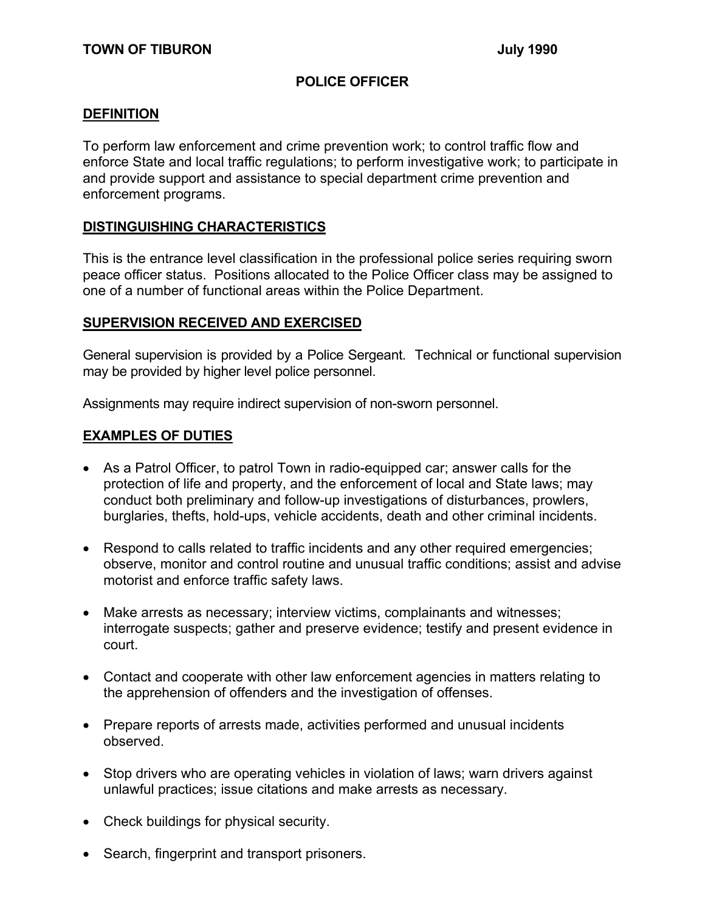**TOWN OF TIBURON** **July 1990**

# POLICE OFFICER

## DEFINITION

To perform law enforcement and crime prevention work; to control traffic flow and enforce State and local traffic regulations; to perform investigative work; to participate in and provide support and assistance to special department crime prevention and enforcement programs.

## DISTINGUISHING CHARACTERISTICS

This is the entrance level classification in the professional police series requiring sworn peace officer status. Positions allocated to the Police Officer class may be assigned to one of a number of functional areas within the Police Department.

## SUPERVISION RECEIVED AND EXERCISED

General supervision is provided by a Police Sergeant. Technical or functional supervision may be provided by higher level police personnel.

Assignments may require indirect supervision of non-sworn personnel.

## EXAMPLES OF DUTIES

- As a Patrol Officer, to patrol Town in radio-equipped car; answer calls for the protection of life and property, and the enforcement of local and State laws; may conduct both preliminary and follow-up investigations of disturbances, prowlers, burglaries, thefts, hold-ups, vehicle accidents, death and other criminal incidents.
- Respond to calls related to traffic incidents and any other required emergencies; observe, monitor and control routine and unusual traffic conditions; assist and advise motorist and enforce traffic safety laws.
- Make arrests as necessary; interview victims, complainants and witnesses; interrogate suspects; gather and preserve evidence; testify and present evidence in court.
- Contact and cooperate with other law enforcement agencies in matters relating to the apprehension of offenders and the investigation of offenses.
- Prepare reports of arrests made, activities performed and unusual incidents observed.
- Stop drivers who are operating vehicles in violation of laws; warn drivers against unlawful practices; issue citations and make arrests as necessary.
- Check buildings for physical security.
- Search, fingerprint and transport prisoners.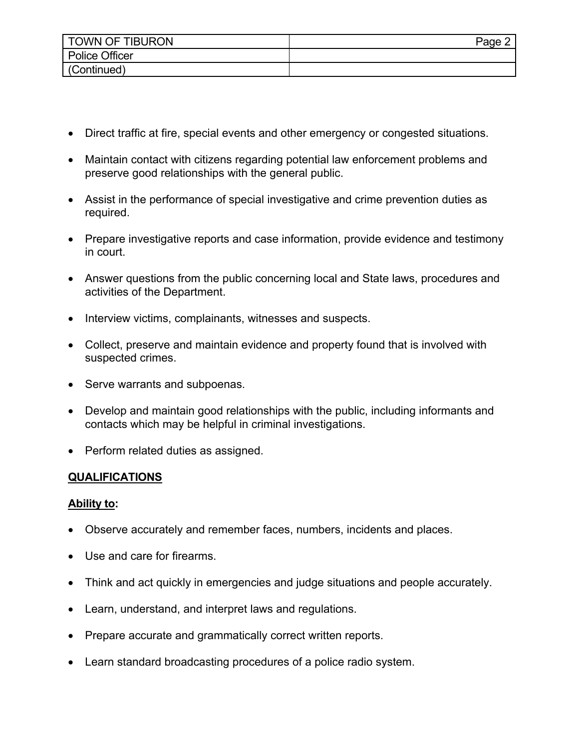- Direct traffic at fire, special events and other emergency or congested situations.
- Maintain contact with citizens regarding potential law enforcement problems and preserve good relationships with the general public.
- Assist in the performance of special investigative and crime prevention duties as required.
- Prepare investigative reports and case information, provide evidence and testimony in court.
- Answer questions from the public concerning local and State laws, procedures and activities of the Department.
- Interview victims, complainants, witnesses and suspects.
- Collect, preserve and maintain evidence and property found that is involved with suspected crimes.
- Serve warrants and subpoenas.
- Develop and maintain good relationships with the public, including informants and contacts which may be helpful in criminal investigations.
- Perform related duties as assigned.

## QUALIFICATIONS

### Ability to:

- Observe accurately and remember faces, numbers, incidents and places.
- Use and care for firearms.
- Think and act quickly in emergencies and judge situations and people accurately.
- Learn, understand, and interpret laws and regulations.
- Prepare accurate and grammatically correct written reports.
- Learn standard broadcasting procedures of a police radio system.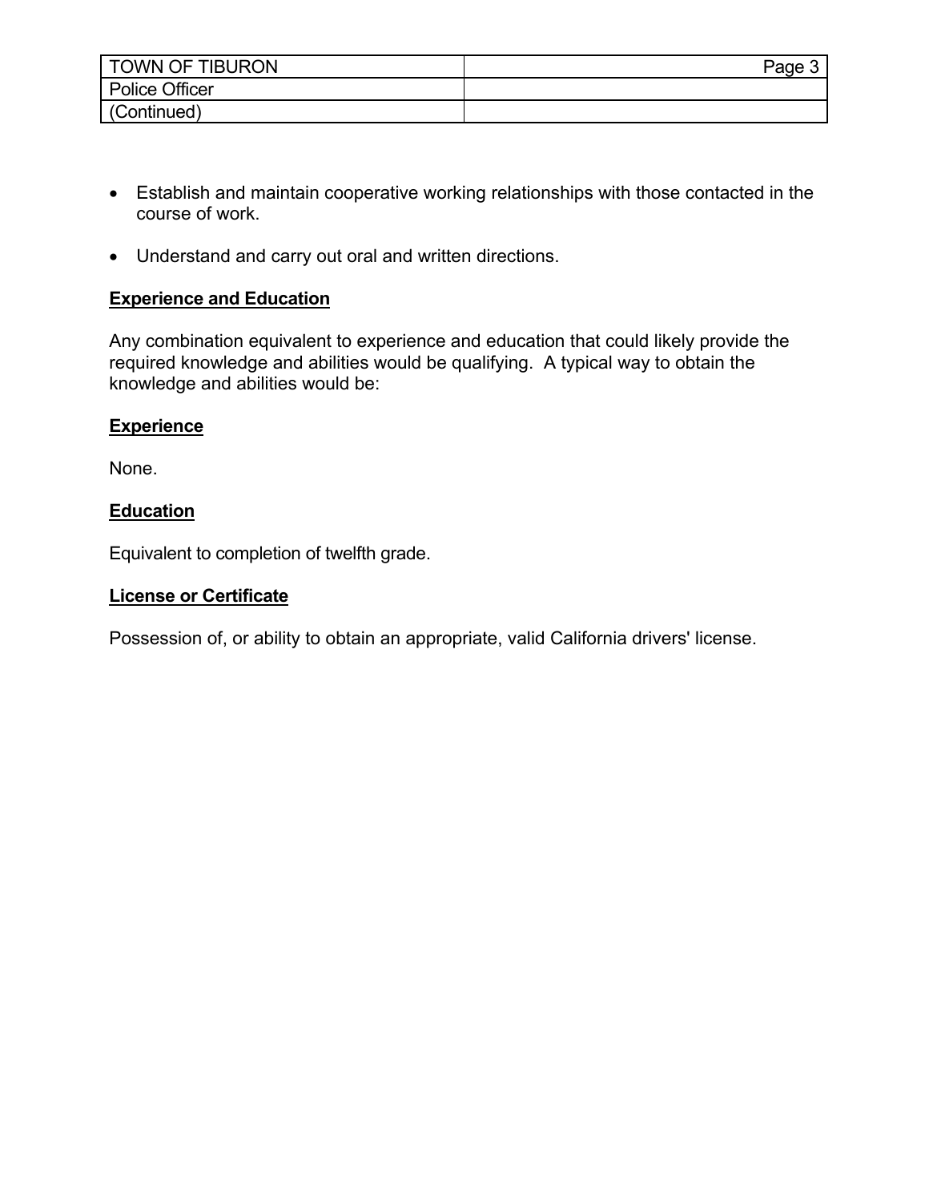- Establish and maintain cooperative working relationships with those contacted in the course of work.

- Understand and carry out oral and written directions.

**Experience and Education**

Any combination equivalent to experience and education that could likely provide the required knowledge and abilities would be qualifying. A typical way to obtain the knowledge and abilities would be:

**Experience**

None.

**Education**

Equivalent to completion of twelfth grade.

**License or Certificate**

Possession of, or ability to obtain an appropriate, valid California drivers' license.